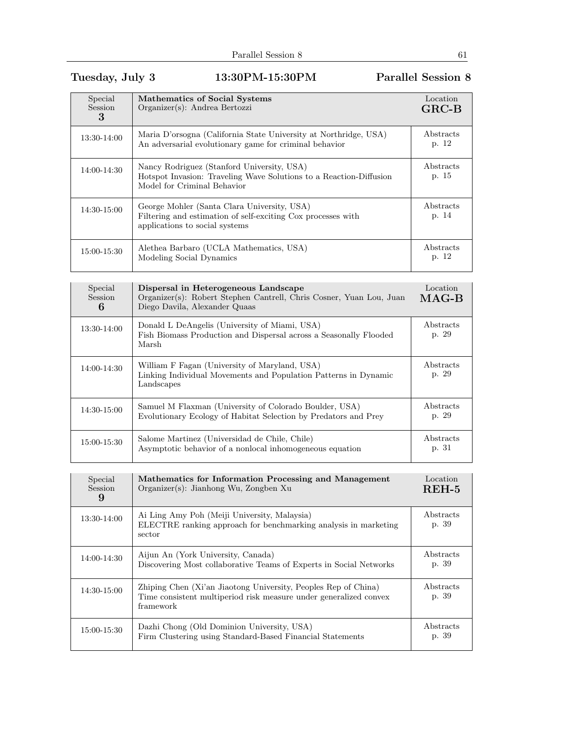## Tuesday, July 3 — 13:30PM-15:30PM — Parallel Session 8

| Special Session 3 | **Mathematics of Social Systems**<br>Organizer(s): Andrea Bertozzi | Location **GRC-B** |
|---|---|---|
| 13:30-14:00 | Maria D'orsogna (California State University at Northridge, USA)<br>An adversarial evolutionary game for criminal behavior | Abstracts p. 12 |
| 14:00-14:30 | Nancy Rodriguez (Stanford University, USA)<br>Hotspot Invasion: Traveling Wave Solutions to a Reaction-Diffusion Model for Criminal Behavior | Abstracts p. 15 |
| 14:30-15:00 | George Mohler (Santa Clara University, USA)<br>Filtering and estimation of self-exciting Cox processes with applications to social systems | Abstracts p. 14 |
| 15:00-15:30 | Alethea Barbaro (UCLA Mathematics, USA)<br>Modeling Social Dynamics | Abstracts p. 12 |

| Special Session 6 | **Dispersal in Heterogeneous Landscape**<br>Organizer(s): Robert Stephen Cantrell, Chris Cosner, Yuan Lou, Juan Diego Davila, Alexander Quaas | Location **MAG-B** |
|---|---|---|
| 13:30-14:00 | Donald L DeAngelis (University of Miami, USA)<br>Fish Biomass Production and Dispersal across a Seasonally Flooded Marsh | Abstracts p. 29 |
| 14:00-14:30 | William F Fagan (University of Maryland, USA)<br>Linking Individual Movements and Population Patterns in Dynamic Landscapes | Abstracts p. 29 |
| 14:30-15:00 | Samuel M Flaxman (University of Colorado Boulder, USA)<br>Evolutionary Ecology of Habitat Selection by Predators and Prey | Abstracts p. 29 |
| 15:00-15:30 | Salome Martinez (Universidad de Chile, Chile)<br>Asymptotic behavior of a nonlocal inhomogeneous equation | Abstracts p. 31 |

| Special Session 9 | **Mathematics for Information Processing and Management**<br>Organizer(s): Jianhong Wu, Zongben Xu | Location **REH-5** |
|---|---|---|
| 13:30-14:00 | Ai Ling Amy Poh (Meiji University, Malaysia)<br>ELECTRE ranking approach for benchmarking analysis in marketing sector | Abstracts p. 39 |
| 14:00-14:30 | Aijun An (York University, Canada)<br>Discovering Most collaborative Teams of Experts in Social Networks | Abstracts p. 39 |
| 14:30-15:00 | Zhiping Chen (Xi'an Jiaotong University, Peoples Rep of China)<br>Time consistent multiperiod risk measure under generalized convex framework | Abstracts p. 39 |
| 15:00-15:30 | Dazhi Chong (Old Dominion University, USA)<br>Firm Clustering using Standard-Based Financial Statements | Abstracts p. 39 |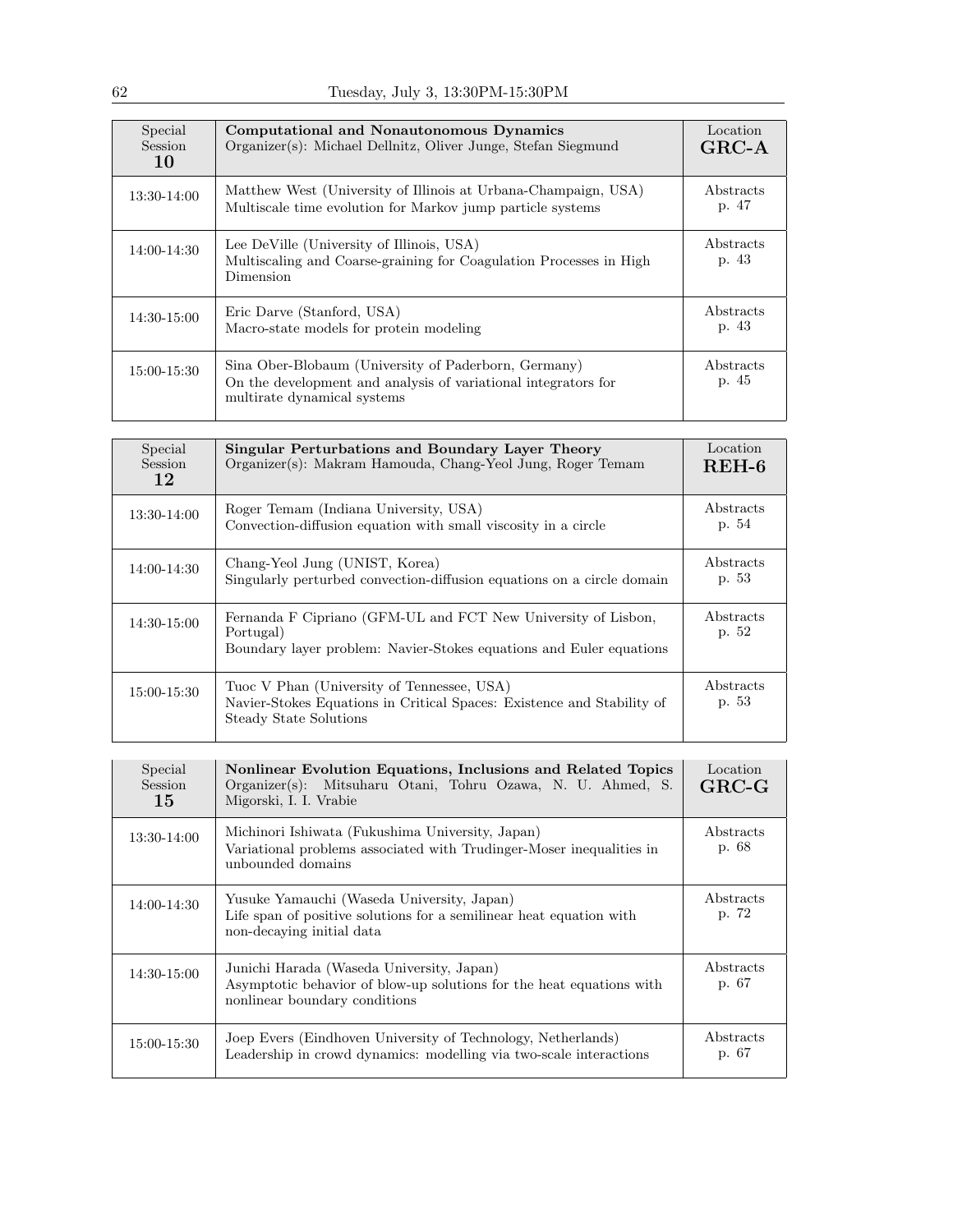Tuesday, July 3, 13:30PM-15:30PM

| Special Session **10** | **Computational and Nonautonomous Dynamics** Organizer(s): Michael Dellnitz, Oliver Junge, Stefan Siegmund | Location **GRC-A** |
|---|---|---|
| 13:30-14:00 | Matthew West (University of Illinois at Urbana-Champaign, USA) Multiscale time evolution for Markov jump particle systems | Abstracts p. 47 |
| 14:00-14:30 | Lee DeVille (University of Illinois, USA) Multiscaling and Coarse-graining for Coagulation Processes in High Dimension | Abstracts p. 43 |
| 14:30-15:00 | Eric Darve (Stanford, USA) Macro-state models for protein modeling | Abstracts p. 43 |
| 15:00-15:30 | Sina Ober-Blobaum (University of Paderborn, Germany) On the development and analysis of variational integrators for multirate dynamical systems | Abstracts p. 45 |

| Special Session **12** | **Singular Perturbations and Boundary Layer Theory** Organizer(s): Makram Hamouda, Chang-Yeol Jung, Roger Temam | Location **REH-6** |
|---|---|---|
| 13:30-14:00 | Roger Temam (Indiana University, USA) Convection-diffusion equation with small viscosity in a circle | Abstracts p. 54 |
| 14:00-14:30 | Chang-Yeol Jung (UNIST, Korea) Singularly perturbed convection-diffusion equations on a circle domain | Abstracts p. 53 |
| 14:30-15:00 | Fernanda F Cipriano (GFM-UL and FCT New University of Lisbon, Portugal) Boundary layer problem: Navier-Stokes equations and Euler equations | Abstracts p. 52 |
| 15:00-15:30 | Tuoc V Phan (University of Tennessee, USA) Navier-Stokes Equations in Critical Spaces: Existence and Stability of Steady State Solutions | Abstracts p. 53 |

| Special Session **15** | **Nonlinear Evolution Equations, Inclusions and Related Topics** Organizer(s): Mitsuharu Otani, Tohru Ozawa, N. U. Ahmed, S. Migorski, I. I. Vrabie | Location **GRC-G** |
|---|---|---|
| 13:30-14:00 | Michinori Ishiwata (Fukushima University, Japan) Variational problems associated with Trudinger-Moser inequalities in unbounded domains | Abstracts p. 68 |
| 14:00-14:30 | Yusuke Yamauchi (Waseda University, Japan) Life span of positive solutions for a semilinear heat equation with non-decaying initial data | Abstracts p. 72 |
| 14:30-15:00 | Junichi Harada (Waseda University, Japan) Asymptotic behavior of blow-up solutions for the heat equations with nonlinear boundary conditions | Abstracts p. 67 |
| 15:00-15:30 | Joep Evers (Eindhoven University of Technology, Netherlands) Leadership in crowd dynamics: modelling via two-scale interactions | Abstracts p. 67 |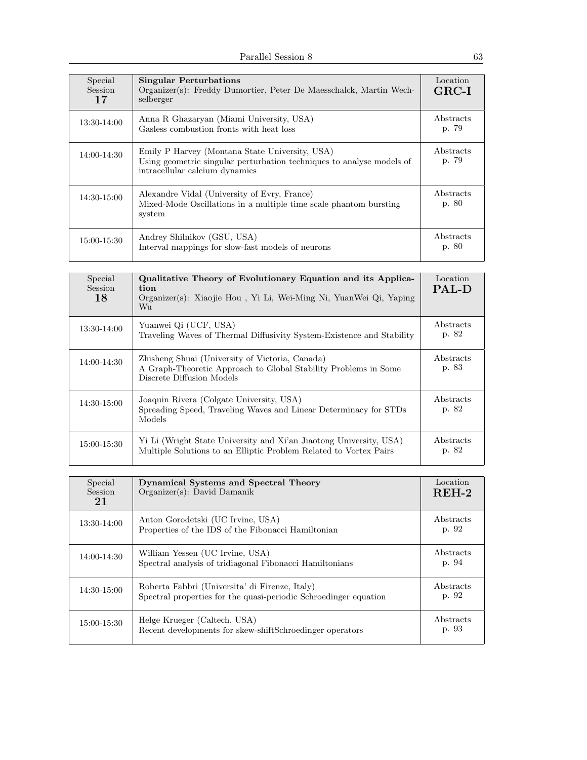| Special Session 17 | **Singular Perturbations**<br>Organizer(s): Freddy Dumortier, Peter De Maesschalck, Martin Wechselberger | Location **GRC-I** |
|---|---|---|
| 13:30-14:00 | Anna R Ghazaryan (Miami University, USA)<br>Gasless combustion fronts with heat loss | Abstracts p. 79 |
| 14:00-14:30 | Emily P Harvey (Montana State University, USA)<br>Using geometric singular perturbation techniques to analyse models of intracellular calcium dynamics | Abstracts p. 79 |
| 14:30-15:00 | Alexandre Vidal (University of Evry, France)<br>Mixed-Mode Oscillations in a multiple time scale phantom bursting system | Abstracts p. 80 |
| 15:00-15:30 | Andrey Shilnikov (GSU, USA)<br>Interval mappings for slow-fast models of neurons | Abstracts p. 80 |

| Special Session 18 | **Qualitative Theory of Evolutionary Equation and its Application**<br>Organizer(s): Xiaojie Hou , Yi Li, Wei-Ming Ni, YuanWei Qi, Yaping Wu | Location **PAL-D** |
|---|---|---|
| 13:30-14:00 | Yuanwei Qi (UCF, USA)<br>Traveling Waves of Thermal Diffusivity System-Existence and Stability | Abstracts p. 82 |
| 14:00-14:30 | Zhisheng Shuai (University of Victoria, Canada)<br>A Graph-Theoretic Approach to Global Stability Problems in Some Discrete Diffusion Models | Abstracts p. 83 |
| 14:30-15:00 | Joaquin Rivera (Colgate University, USA)<br>Spreading Speed, Traveling Waves and Linear Determinacy for STDs Models | Abstracts p. 82 |
| 15:00-15:30 | Yi Li (Wright State University and Xi'an Jiaotong University, USA)<br>Multiple Solutions to an Elliptic Problem Related to Vortex Pairs | Abstracts p. 82 |

| Special Session 21 | **Dynamical Systems and Spectral Theory**<br>Organizer(s): David Damanik | Location **REH-2** |
|---|---|---|
| 13:30-14:00 | Anton Gorodetski (UC Irvine, USA)<br>Properties of the IDS of the Fibonacci Hamiltonian | Abstracts p. 92 |
| 14:00-14:30 | William Yessen (UC Irvine, USA)<br>Spectral analysis of tridiagonal Fibonacci Hamiltonians | Abstracts p. 94 |
| 14:30-15:00 | Roberta Fabbri (Universita' di Firenze, Italy)<br>Spectral properties for the quasi-periodic Schroedinger equation | Abstracts p. 92 |
| 15:00-15:30 | Helge Krueger (Caltech, USA)<br>Recent developments for skew-shiftSchroedinger operators | Abstracts p. 93 |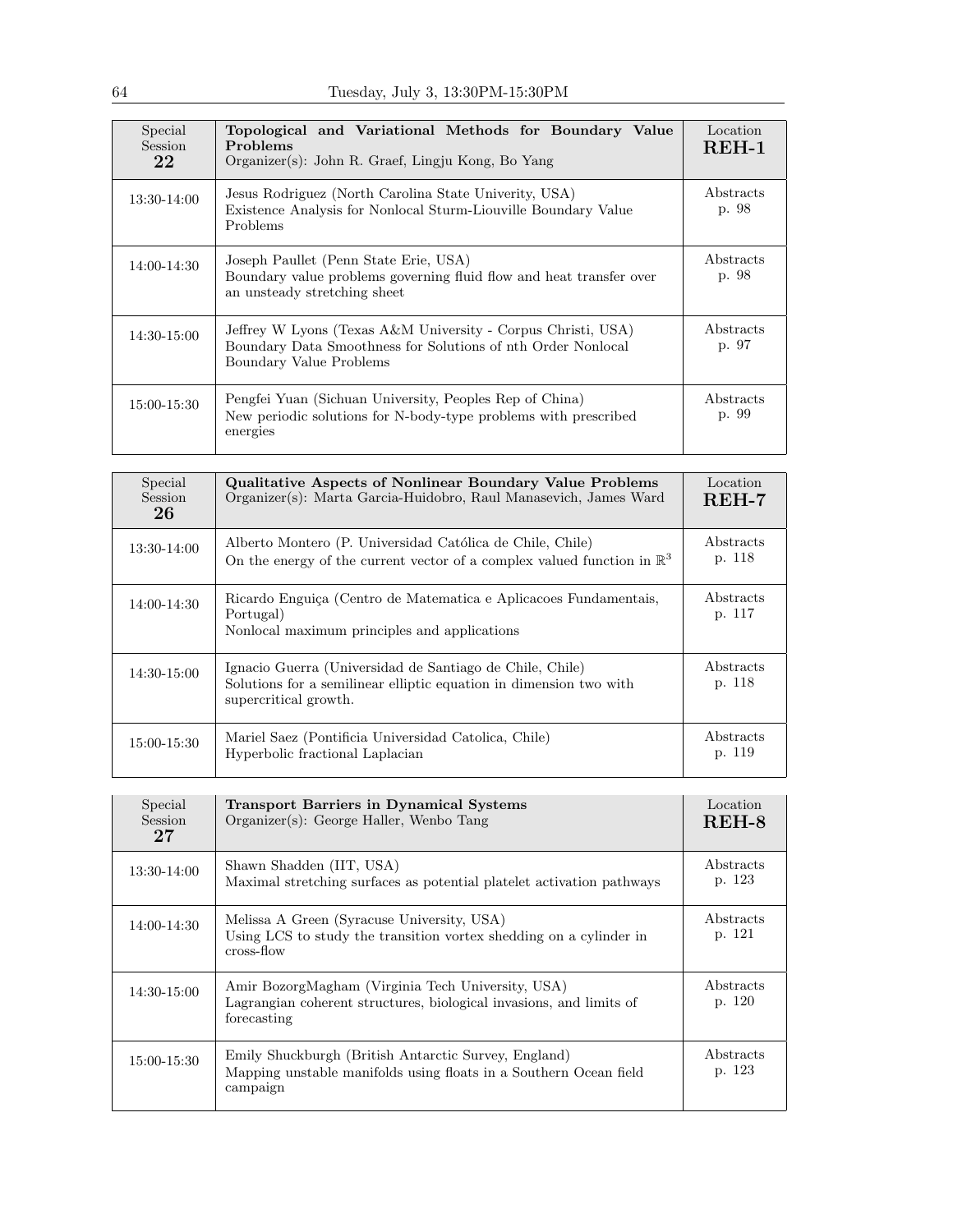| Special Session 22 | **Topological and Variational Methods for Boundary Value Problems** Organizer(s): John R. Graef, Lingju Kong, Bo Yang | Location **REH-1** |
|---|---|---|
| 13:30-14:00 | Jesus Rodriguez (North Carolina State Univerity, USA) Existence Analysis for Nonlocal Sturm-Liouville Boundary Value Problems | Abstracts p. 98 |
| 14:00-14:30 | Joseph Paullet (Penn State Erie, USA) Boundary value problems governing fluid flow and heat transfer over an unsteady stretching sheet | Abstracts p. 98 |
| 14:30-15:00 | Jeffrey W Lyons (Texas A&M University - Corpus Christi, USA) Boundary Data Smoothness for Solutions of nth Order Nonlocal Boundary Value Problems | Abstracts p. 97 |
| 15:00-15:30 | Pengfei Yuan (Sichuan University, Peoples Rep of China) New periodic solutions for N-body-type problems with prescribed energies | Abstracts p. 99 |

| Special Session 26 | **Qualitative Aspects of Nonlinear Boundary Value Problems** Organizer(s): Marta Garcia-Huidobro, Raul Manasevich, James Ward | Location **REH-7** |
|---|---|---|
| 13:30-14:00 | Alberto Montero (P. Universidad Católica de Chile, Chile) On the energy of the current vector of a complex valued function in $\mathbb{R}^3$ | Abstracts p. 118 |
| 14:00-14:30 | Ricardo Enguiça (Centro de Matematica e Aplicacoes Fundamentais, Portugal) Nonlocal maximum principles and applications | Abstracts p. 117 |
| 14:30-15:00 | Ignacio Guerra (Universidad de Santiago de Chile, Chile) Solutions for a semilinear elliptic equation in dimension two with supercritical growth. | Abstracts p. 118 |
| 15:00-15:30 | Mariel Saez (Pontificia Universidad Catolica, Chile) Hyperbolic fractional Laplacian | Abstracts p. 119 |

| Special Session 27 | **Transport Barriers in Dynamical Systems** Organizer(s): George Haller, Wenbo Tang | Location **REH-8** |
|---|---|---|
| 13:30-14:00 | Shawn Shadden (IIT, USA) Maximal stretching surfaces as potential platelet activation pathways | Abstracts p. 123 |
| 14:00-14:30 | Melissa A Green (Syracuse University, USA) Using LCS to study the transition vortex shedding on a cylinder in cross-flow | Abstracts p. 121 |
| 14:30-15:00 | Amir BozorgMagham (Virginia Tech University, USA) Lagrangian coherent structures, biological invasions, and limits of forecasting | Abstracts p. 120 |
| 15:00-15:30 | Emily Shuckburgh (British Antarctic Survey, England) Mapping unstable manifolds using floats in a Southern Ocean field campaign | Abstracts p. 123 |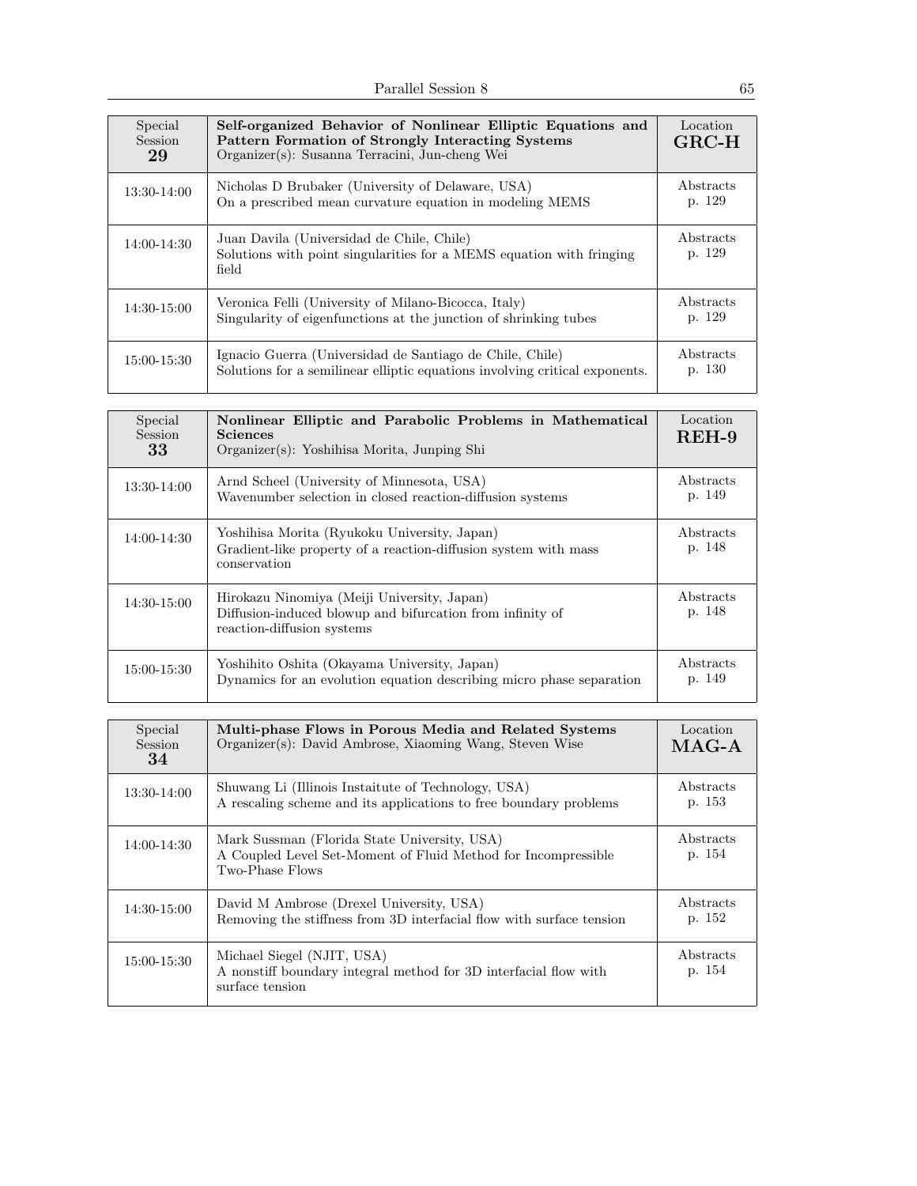| Special Session 29 | **Self-organized Behavior of Nonlinear Elliptic Equations and Pattern Formation of Strongly Interacting Systems**<br>Organizer(s): Susanna Terracini, Jun-cheng Wei | Location **GRC-H** |
|---|---|---|
| 13:30-14:00 | Nicholas D Brubaker (University of Delaware, USA)<br>On a prescribed mean curvature equation in modeling MEMS | Abstracts p. 129 |
| 14:00-14:30 | Juan Davila (Universidad de Chile, Chile)<br>Solutions with point singularities for a MEMS equation with fringing field | Abstracts p. 129 |
| 14:30-15:00 | Veronica Felli (University of Milano-Bicocca, Italy)<br>Singularity of eigenfunctions at the junction of shrinking tubes | Abstracts p. 129 |
| 15:00-15:30 | Ignacio Guerra (Universidad de Santiago de Chile, Chile)<br>Solutions for a semilinear elliptic equations involving critical exponents. | Abstracts p. 130 |

| Special Session 33 | **Nonlinear Elliptic and Parabolic Problems in Mathematical Sciences**<br>Organizer(s): Yoshihisa Morita, Junping Shi | Location **REH-9** |
|---|---|---|
| 13:30-14:00 | Arnd Scheel (University of Minnesota, USA)<br>Wavenumber selection in closed reaction-diffusion systems | Abstracts p. 149 |
| 14:00-14:30 | Yoshihisa Morita (Ryukoku University, Japan)<br>Gradient-like property of a reaction-diffusion system with mass conservation | Abstracts p. 148 |
| 14:30-15:00 | Hirokazu Ninomiya (Meiji University, Japan)<br>Diffusion-induced blowup and bifurcation from infinity of reaction-diffusion systems | Abstracts p. 148 |
| 15:00-15:30 | Yoshihito Oshita (Okayama University, Japan)<br>Dynamics for an evolution equation describing micro phase separation | Abstracts p. 149 |

| Special Session 34 | **Multi-phase Flows in Porous Media and Related Systems**<br>Organizer(s): David Ambrose, Xiaoming Wang, Steven Wise | Location **MAG-A** |
|---|---|---|
| 13:30-14:00 | Shuwang Li (Illinois Insaitute of Technology, USA)<br>A rescaling scheme and its applications to free boundary problems | Abstracts p. 153 |
| 14:00-14:30 | Mark Sussman (Florida State University, USA)<br>A Coupled Level Set-Moment of Fluid Method for Incompressible Two-Phase Flows | Abstracts p. 154 |
| 14:30-15:00 | David M Ambrose (Drexel University, USA)<br>Removing the stiffness from 3D interfacial flow with surface tension | Abstracts p. 152 |
| 15:00-15:30 | Michael Siegel (NJIT, USA)<br>A nonstiff boundary integral method for 3D interfacial flow with surface tension | Abstracts p. 154 |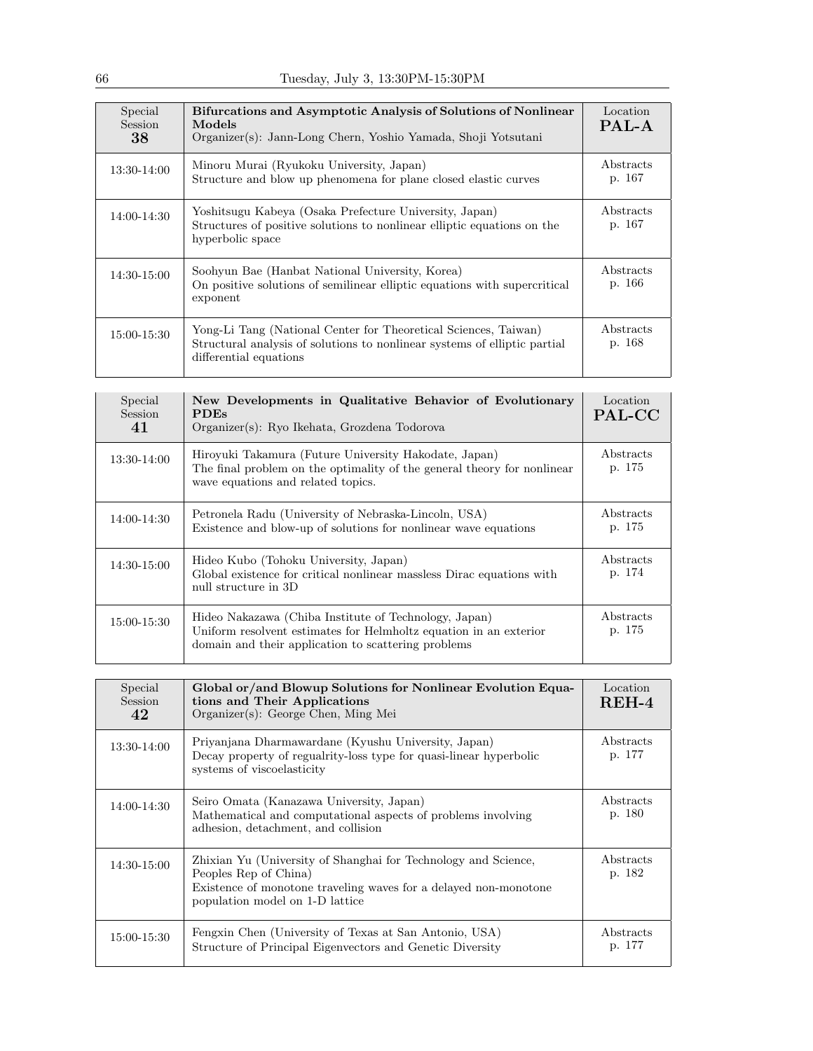## Tuesday, July 3, 13:30PM-15:30PM

| Special Session 38 | **Bifurcations and Asymptotic Analysis of Solutions of Nonlinear Models**<br>Organizer(s): Jann-Long Chern, Yoshio Yamada, Shoji Yotsutani | Location **PAL-A** |
|---|---|---|
| 13:30-14:00 | Minoru Murai (Ryukoku University, Japan)<br>Structure and blow up phenomena for plane closed elastic curves | Abstracts p. 167 |
| 14:00-14:30 | Yoshitsugu Kabeya (Osaka Prefecture University, Japan)<br>Structures of positive solutions to nonlinear elliptic equations on the hyperbolic space | Abstracts p. 167 |
| 14:30-15:00 | Soohyun Bae (Hanbat National University, Korea)<br>On positive solutions of semilinear elliptic equations with supercritical exponent | Abstracts p. 166 |
| 15:00-15:30 | Yong-Li Tang (National Center for Theoretical Sciences, Taiwan)<br>Structural analysis of solutions to nonlinear systems of elliptic partial differential equations | Abstracts p. 168 |

| Special Session 41 | **New Developments in Qualitative Behavior of Evolutionary PDEs**<br>Organizer(s): Ryo Ikehata, Grozdena Todorova | Location **PAL-CC** |
|---|---|---|
| 13:30-14:00 | Hiroyuki Takamura (Future University Hakodate, Japan)<br>The final problem on the optimality of the general theory for nonlinear wave equations and related topics. | Abstracts p. 175 |
| 14:00-14:30 | Petronela Radu (University of Nebraska-Lincoln, USA)<br>Existence and blow-up of solutions for nonlinear wave equations | Abstracts p. 175 |
| 14:30-15:00 | Hideo Kubo (Tohoku University, Japan)<br>Global existence for critical nonlinear massless Dirac equations with null structure in 3D | Abstracts p. 174 |
| 15:00-15:30 | Hideo Nakazawa (Chiba Institute of Technology, Japan)<br>Uniform resolvent estimates for Helmholtz equation in an exterior domain and their application to scattering problems | Abstracts p. 175 |

| Special Session 42 | **Global or/and Blowup Solutions for Nonlinear Evolution Equations and Their Applications**<br>Organizer(s): George Chen, Ming Mei | Location **REH-4** |
|---|---|---|
| 13:30-14:00 | Priyanjana Dharmawardane (Kyushu University, Japan)<br>Decay property of regualrity-loss type for quasi-linear hyperbolic systems of viscoelasticity | Abstracts p. 177 |
| 14:00-14:30 | Seiro Omata (Kanazawa University, Japan)<br>Mathematical and computational aspects of problems involving adhesion, detachment, and collision | Abstracts p. 180 |
| 14:30-15:00 | Zhixian Yu (University of Shanghai for Technology and Science, Peoples Rep of China)<br>Existence of monotone traveling waves for a delayed non-monotone population model on 1-D lattice | Abstracts p. 182 |
| 15:00-15:30 | Fengxin Chen (University of Texas at San Antonio, USA)<br>Structure of Principal Eigenvectors and Genetic Diversity | Abstracts p. 177 |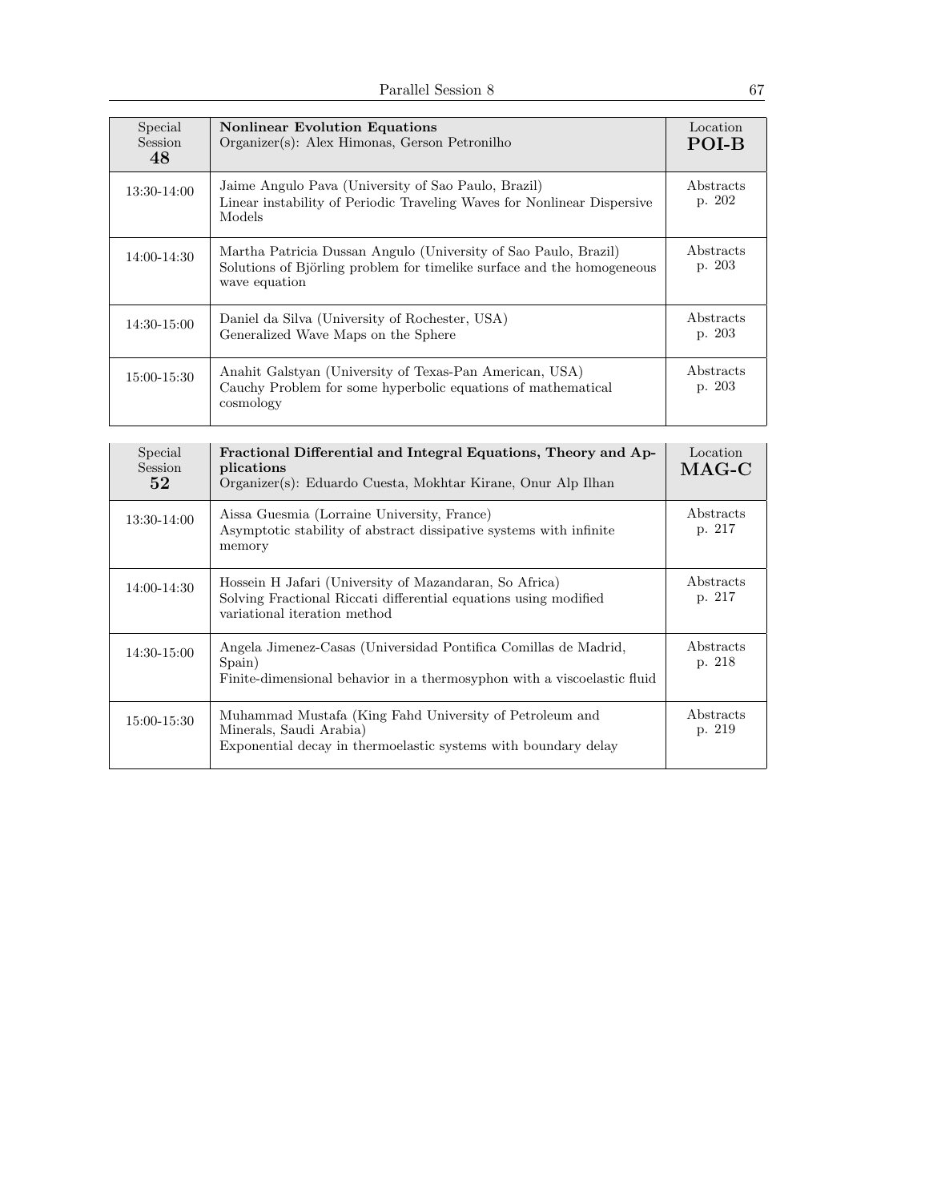| Special Session 48 | **Nonlinear Evolution Equations** Organizer(s): Alex Himonas, Gerson Petronilho | Location **POI-B** |
|---|---|---|
| 13:30-14:00 | Jaime Angulo Pava (University of Sao Paulo, Brazil) Linear instability of Periodic Traveling Waves for Nonlinear Dispersive Models | Abstracts p. 202 |
| 14:00-14:30 | Martha Patricia Dussan Angulo (University of Sao Paulo, Brazil) Solutions of Björling problem for timelike surface and the homogeneous wave equation | Abstracts p. 203 |
| 14:30-15:00 | Daniel da Silva (University of Rochester, USA) Generalized Wave Maps on the Sphere | Abstracts p. 203 |
| 15:00-15:30 | Anahit Galstyan (University of Texas-Pan American, USA) Cauchy Problem for some hyperbolic equations of mathematical cosmology | Abstracts p. 203 |

| Special Session 52 | **Fractional Differential and Integral Equations, Theory and Applications** Organizer(s): Eduardo Cuesta, Mokhtar Kirane, Onur Alp Ilhan | Location **MAG-C** |
|---|---|---|
| 13:30-14:00 | Aissa Guesmia (Lorraine University, France) Asymptotic stability of abstract dissipative systems with infinite memory | Abstracts p. 217 |
| 14:00-14:30 | Hossein H Jafari (University of Mazandaran, So Africa) Solving Fractional Riccati differential equations using modified variational iteration method | Abstracts p. 217 |
| 14:30-15:00 | Angela Jimenez-Casas (Universidad Pontifica Comillas de Madrid, Spain) Finite-dimensional behavior in a thermosyphon with a viscoelastic fluid | Abstracts p. 218 |
| 15:00-15:30 | Muhammad Mustafa (King Fahd University of Petroleum and Minerals, Saudi Arabia) Exponential decay in thermoelastic systems with boundary delay | Abstracts p. 219 |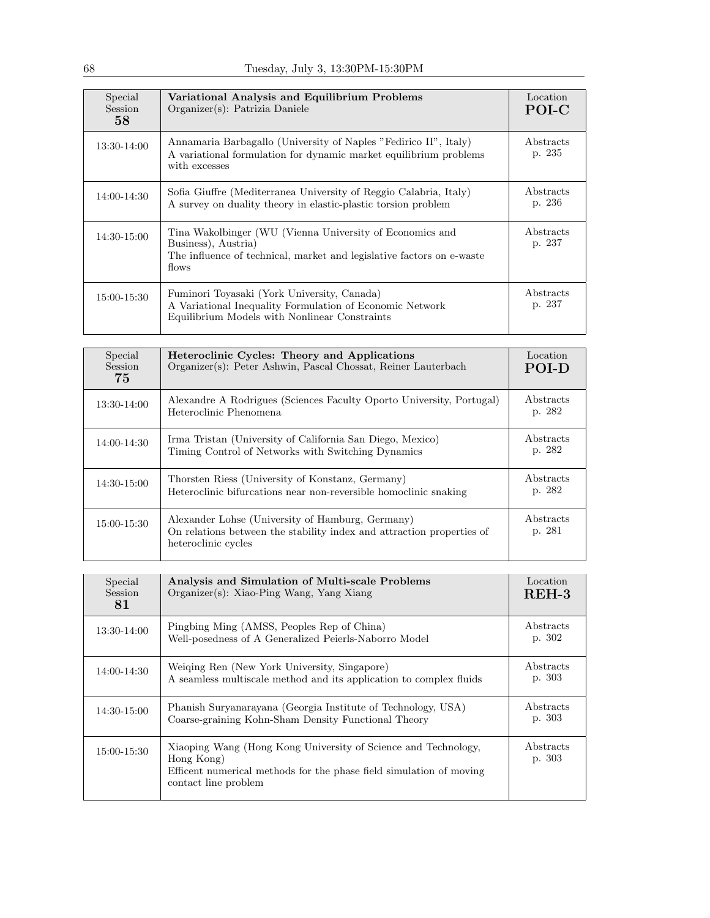| Special Session 58 | **Variational Analysis and Equilibrium Problems** Organizer(s): Patrizia Daniele | Location **POI-C** |
|---|---|---|
| 13:30-14:00 | Annamaria Barbagallo (University of Naples "Federico II", Italy) A variational formulation for dynamic market equilibrium problems with excesses | Abstracts p. 235 |
| 14:00-14:30 | Sofia Giuffre (Mediterranea University of Reggio Calabria, Italy) A survey on duality theory in elastic-plastic torsion problem | Abstracts p. 236 |
| 14:30-15:00 | Tina Wakolbinger (WU (Vienna University of Economics and Business), Austria) The influence of technical, market and legislative factors on e-waste flows | Abstracts p. 237 |
| 15:00-15:30 | Fuminori Toyasaki (York University, Canada) A Variational Inequality Formulation of Economic Network Equilibrium Models with Nonlinear Constraints | Abstracts p. 237 |

| Special Session 75 | **Heteroclinic Cycles: Theory and Applications** Organizer(s): Peter Ashwin, Pascal Chossat, Reiner Lauterbach | Location **POI-D** |
|---|---|---|
| 13:30-14:00 | Alexandre A Rodrigues (Sciences Faculty Oporto University, Portugal) Heteroclinic Phenomena | Abstracts p. 282 |
| 14:00-14:30 | Irma Tristan (University of California San Diego, Mexico) Timing Control of Networks with Switching Dynamics | Abstracts p. 282 |
| 14:30-15:00 | Thorsten Riess (University of Konstanz, Germany) Heteroclinic bifurcations near non-reversible homoclinic snaking | Abstracts p. 282 |
| 15:00-15:30 | Alexander Lohse (University of Hamburg, Germany) On relations between the stability index and attraction properties of heteroclinic cycles | Abstracts p. 281 |

| Special Session 81 | **Analysis and Simulation of Multi-scale Problems** Organizer(s): Xiao-Ping Wang, Yang Xiang | Location **REH-3** |
|---|---|---|
| 13:30-14:00 | Pingbing Ming (AMSS, Peoples Rep of China) Well-posedness of A Generalized Peierls-Naborro Model | Abstracts p. 302 |
| 14:00-14:30 | Weiqing Ren (New York University, Singapore) A seamless multiscale method and its application to complex fluids | Abstracts p. 303 |
| 14:30-15:00 | Phanish Suryanarayana (Georgia Institute of Technology, USA) Coarse-graining Kohn-Sham Density Functional Theory | Abstracts p. 303 |
| 15:00-15:30 | Xiaoping Wang (Hong Kong University of Science and Technology, Hong Kong) Efficent numerical methods for the phase field simulation of moving contact line problem | Abstracts p. 303 |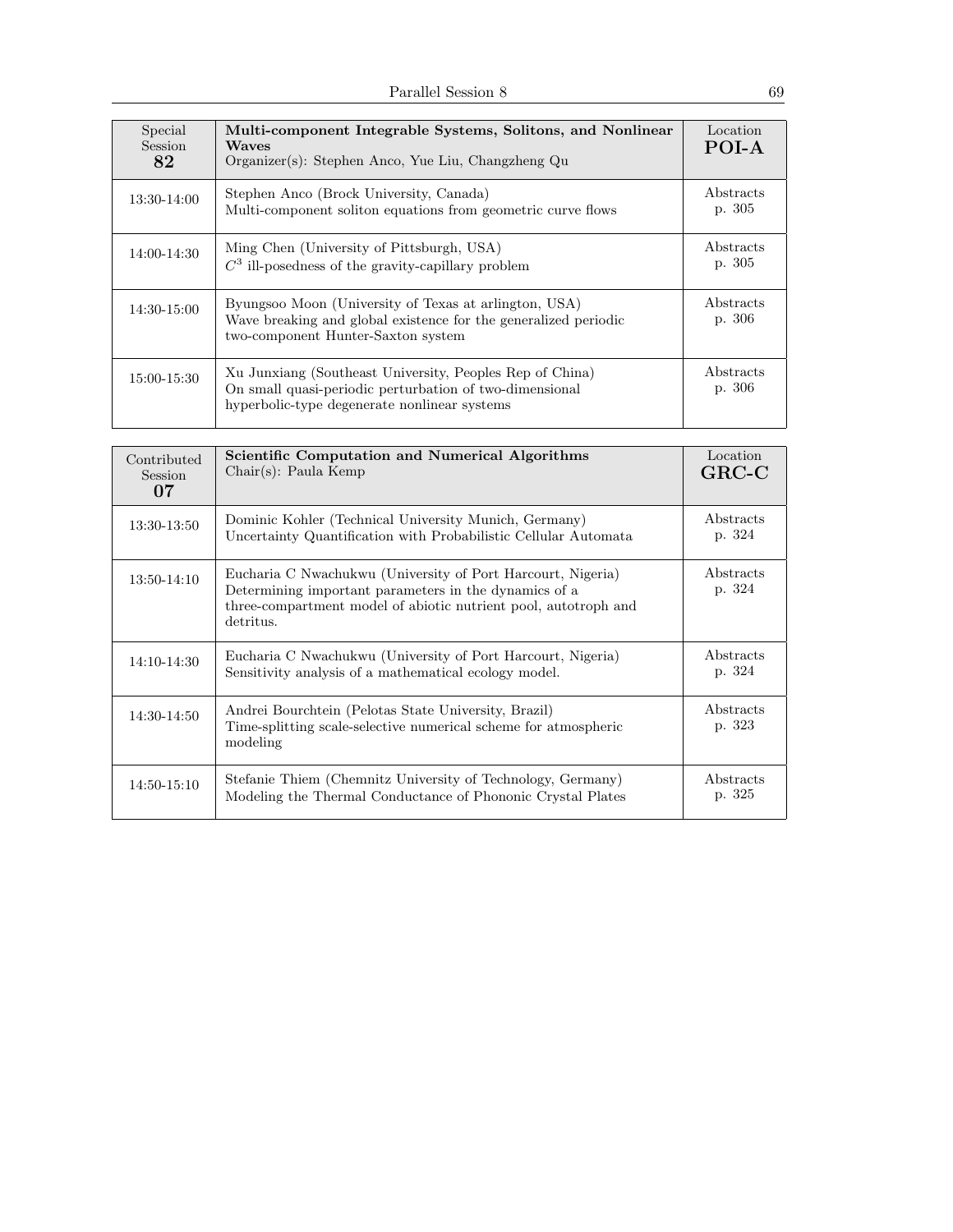| Special Session 82 | **Multi-component Integrable Systems, Solitons, and Nonlinear Waves**<br>Organizer(s): Stephen Anco, Yue Liu, Changzheng Qu | Location **POI-A** |
|---|---|---|
| 13:30-14:00 | Stephen Anco (Brock University, Canada)<br>Multi-component soliton equations from geometric curve flows | Abstracts p. 305 |
| 14:00-14:30 | Ming Chen (University of Pittsburgh, USA)<br>$C^3$ ill-posedness of the gravity-capillary problem | Abstracts p. 305 |
| 14:30-15:00 | Byungsoo Moon (University of Texas at arlington, USA)<br>Wave breaking and global existence for the generalized periodic two-component Hunter-Saxton system | Abstracts p. 306 |
| 15:00-15:30 | Xu Junxiang (Southeast University, Peoples Rep of China)<br>On small quasi-periodic perturbation of two-dimensional hyperbolic-type degenerate nonlinear systems | Abstracts p. 306 |

| Contributed Session 07 | **Scientific Computation and Numerical Algorithms**<br>Chair(s): Paula Kemp | Location **GRC-C** |
|---|---|---|
| 13:30-13:50 | Dominic Kohler (Technical University Munich, Germany)<br>Uncertainty Quantification with Probabilistic Cellular Automata | Abstracts p. 324 |
| 13:50-14:10 | Eucharia C Nwachukwu (University of Port Harcourt, Nigeria)<br>Determining important parameters in the dynamics of a three-compartment model of abiotic nutrient pool, autotroph and detritus. | Abstracts p. 324 |
| 14:10-14:30 | Eucharia C Nwachukwu (University of Port Harcourt, Nigeria)<br>Sensitivity analysis of a mathematical ecology model. | Abstracts p. 324 |
| 14:30-14:50 | Andrei Bourchtein (Pelotas State University, Brazil)<br>Time-splitting scale-selective numerical scheme for atmospheric modeling | Abstracts p. 323 |
| 14:50-15:10 | Stefanie Thiem (Chemnitz University of Technology, Germany)<br>Modeling the Thermal Conductance of Phononic Crystal Plates | Abstracts p. 325 |